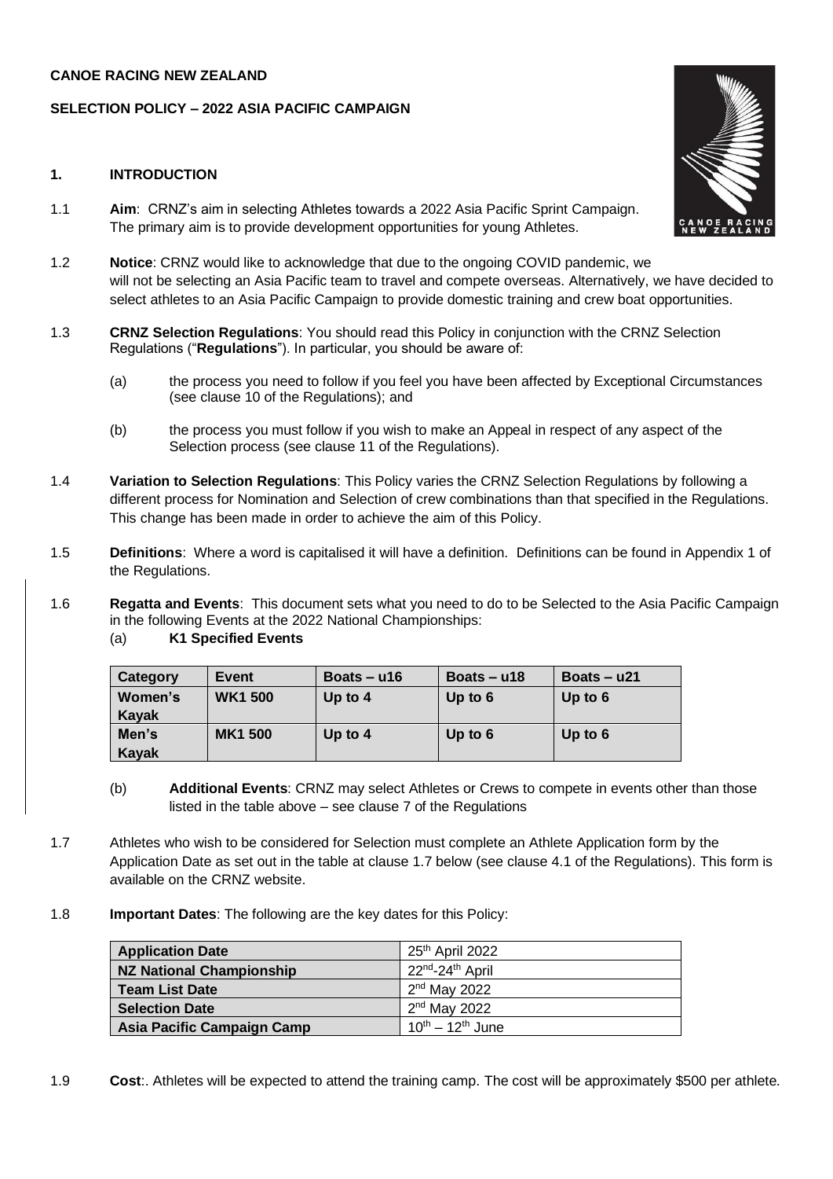**CANOE RACING NEW ZEALAND**

**SELECTION POLICY – 2022 ASIA PACIFIC CAMPAIGN**

**1. INTRODUCTION**

1.1 **Aim**: CRNZ's aim in selecting Athletes towards a 2022 Asia Pacific Sprint Campaign. The primary aim is to provide development opportunities for young Athletes.

1.2 **Notice**: CRNZ would like to acknowledge that due to the ongoing COVID pandemic, we will not be selecting an Asia Pacific team to travel and compete overseas. Alternatively, we have decided to select athletes to an Asia Pacific Campaign to provide domestic training and crew boat opportunities.

1.3 **CRNZ Selection Regulations**: You should read this Policy in conjunction with the CRNZ Selection Regulations ("**Regulations**"). In particular, you should be aware of:

(a) the process you need to follow if you feel you have been affected by Exceptional Circumstances (see clause 10 of the Regulations); and

(b) the process you must follow if you wish to make an Appeal in respect of any aspect of the Selection process (see clause 11 of the Regulations).

1.4 **Variation to Selection Regulations**: This Policy varies the CRNZ Selection Regulations by following a different process for Nomination and Selection of crew combinations than that specified in the Regulations. This change has been made in order to achieve the aim of this Policy.

1.5 **Definitions**: Where a word is capitalised it will have a definition. Definitions can be found in Appendix 1 of the Regulations.

1.6 **Regatta and Events**: This document sets what you need to do to be Selected to the Asia Pacific Campaign in the following Events at the 2022 National Championships:

(a) **K1 Specified Events**

| Category | Event | Boats – u16 | Boats – u18 | Boats – u21 |
|---|---|---|---|---|
| **Women's Kayak** | **WK1 500** | **Up to 4** | **Up to 6** | **Up to 6** |
| **Men's Kayak** | **MK1 500** | **Up to 4** | **Up to 6** | **Up to 6** |

(b) **Additional Events**: CRNZ may select Athletes or Crews to compete in events other than those listed in the table above – see clause 7 of the Regulations

1.7 Athletes who wish to be considered for Selection must complete an Athlete Application form by the Application Date as set out in the table at clause 1.7 below (see clause 4.1 of the Regulations). This form is available on the CRNZ website.

1.8 **Important Dates**: The following are the key dates for this Policy:

| **Application Date** | 25th April 2022 |
|---|---|
| **NZ National Championship** | 22nd-24th April |
| **Team List Date** | 2nd May 2022 |
| **Selection Date** | 2nd May 2022 |
| **Asia Pacific Campaign Camp** | 10th – 12th June |

1.9 **Cost**:. Athletes will be expected to attend the training camp. The cost will be approximately $500 per athlete.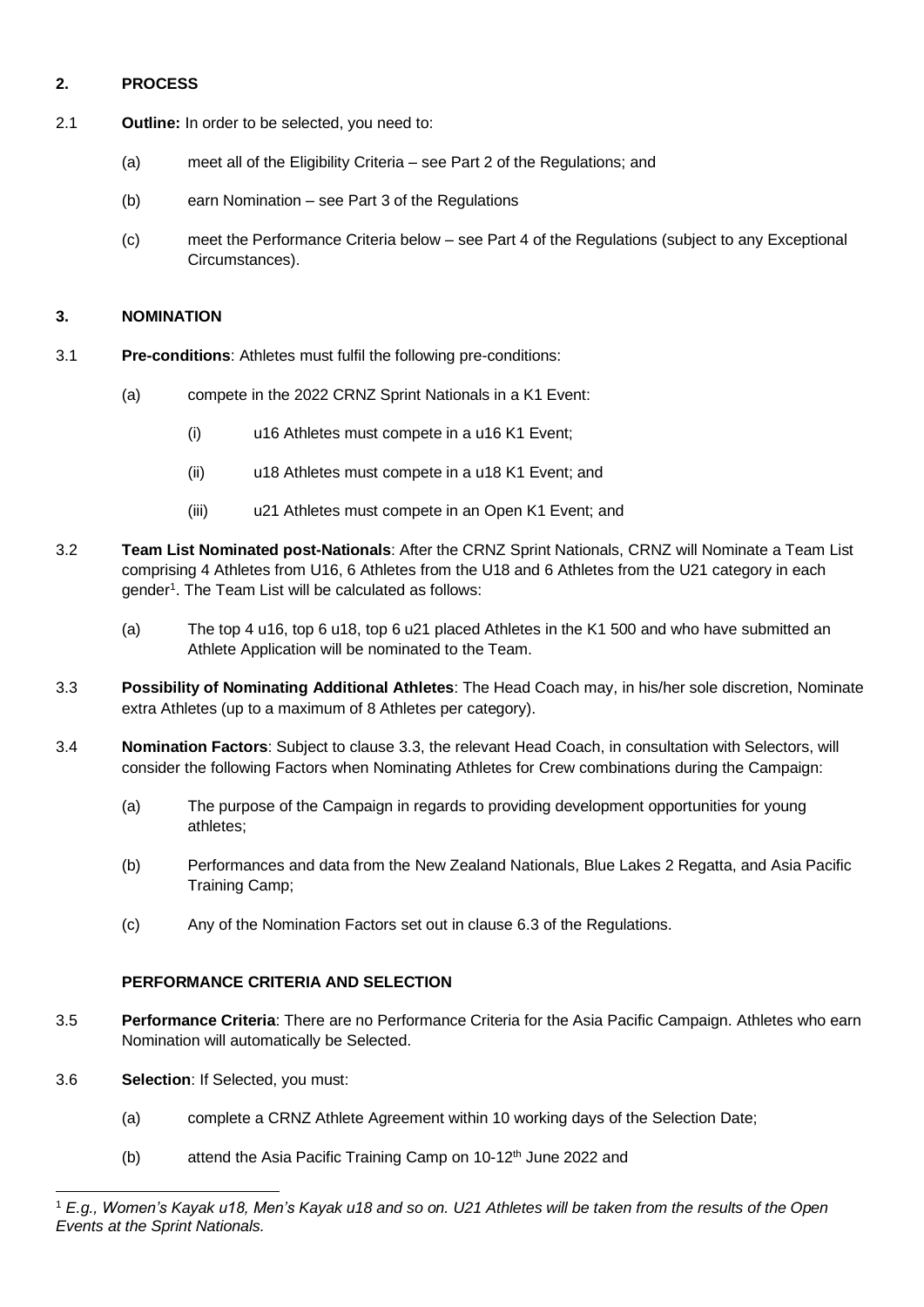## 2. PROCESS

2.1 **Outline:** In order to be selected, you need to:

(a) meet all of the Eligibility Criteria – see Part 2 of the Regulations; and

(b) earn Nomination – see Part 3 of the Regulations

(c) meet the Performance Criteria below – see Part 4 of the Regulations (subject to any Exceptional Circumstances).

## 3. NOMINATION

3.1 **Pre-conditions**: Athletes must fulfil the following pre-conditions:

(a) compete in the 2022 CRNZ Sprint Nationals in a K1 Event:

(i) u16 Athletes must compete in a u16 K1 Event;

(ii) u18 Athletes must compete in a u18 K1 Event; and

(iii) u21 Athletes must compete in an Open K1 Event; and

3.2 **Team List Nominated post-Nationals**: After the CRNZ Sprint Nationals, CRNZ will Nominate a Team List comprising 4 Athletes from U16, 6 Athletes from the U18 and 6 Athletes from the U21 category in each gender[1]. The Team List will be calculated as follows:

(a) The top 4 u16, top 6 u18, top 6 u21 placed Athletes in the K1 500 and who have submitted an Athlete Application will be nominated to the Team.

3.3 **Possibility of Nominating Additional Athletes**: The Head Coach may, in his/her sole discretion, Nominate extra Athletes (up to a maximum of 8 Athletes per category).

3.4 **Nomination Factors**: Subject to clause 3.3, the relevant Head Coach, in consultation with Selectors, will consider the following Factors when Nominating Athletes for Crew combinations during the Campaign:

(a) The purpose of the Campaign in regards to providing development opportunities for young athletes;

(b) Performances and data from the New Zealand Nationals, Blue Lakes 2 Regatta, and Asia Pacific Training Camp;

(c) Any of the Nomination Factors set out in clause 6.3 of the Regulations.

### PERFORMANCE CRITERIA AND SELECTION

3.5 **Performance Criteria**: There are no Performance Criteria for the Asia Pacific Campaign. Athletes who earn Nomination will automatically be Selected.

3.6 **Selection**: If Selected, you must:

(a) complete a CRNZ Athlete Agreement within 10 working days of the Selection Date;

(b) attend the Asia Pacific Training Camp on 10-12th June 2022 and

---

[1] *E.g., Women's Kayak u18, Men's Kayak u18 and so on. U21 Athletes will be taken from the results of the Open Events at the Sprint Nationals.*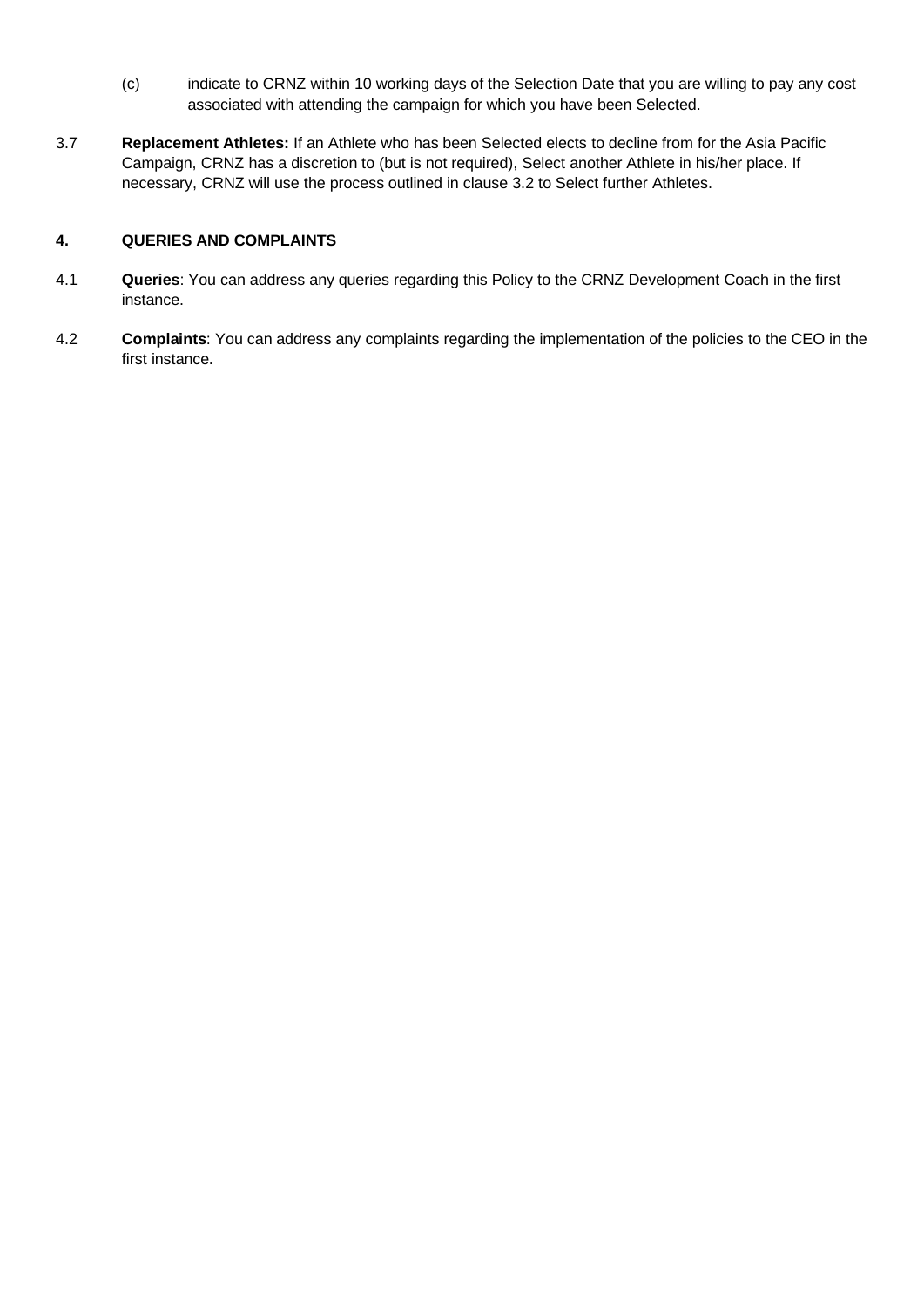(c) indicate to CRNZ within 10 working days of the Selection Date that you are willing to pay any cost associated with attending the campaign for which you have been Selected.

3.7 **Replacement Athletes:** If an Athlete who has been Selected elects to decline from for the Asia Pacific Campaign, CRNZ has a discretion to (but is not required), Select another Athlete in his/her place. If necessary, CRNZ will use the process outlined in clause 3.2 to Select further Athletes.

## 4. QUERIES AND COMPLAINTS

4.1 **Queries**: You can address any queries regarding this Policy to the CRNZ Development Coach in the first instance.

4.2 **Complaints**: You can address any complaints regarding the implementation of the policies to the CEO in the first instance.